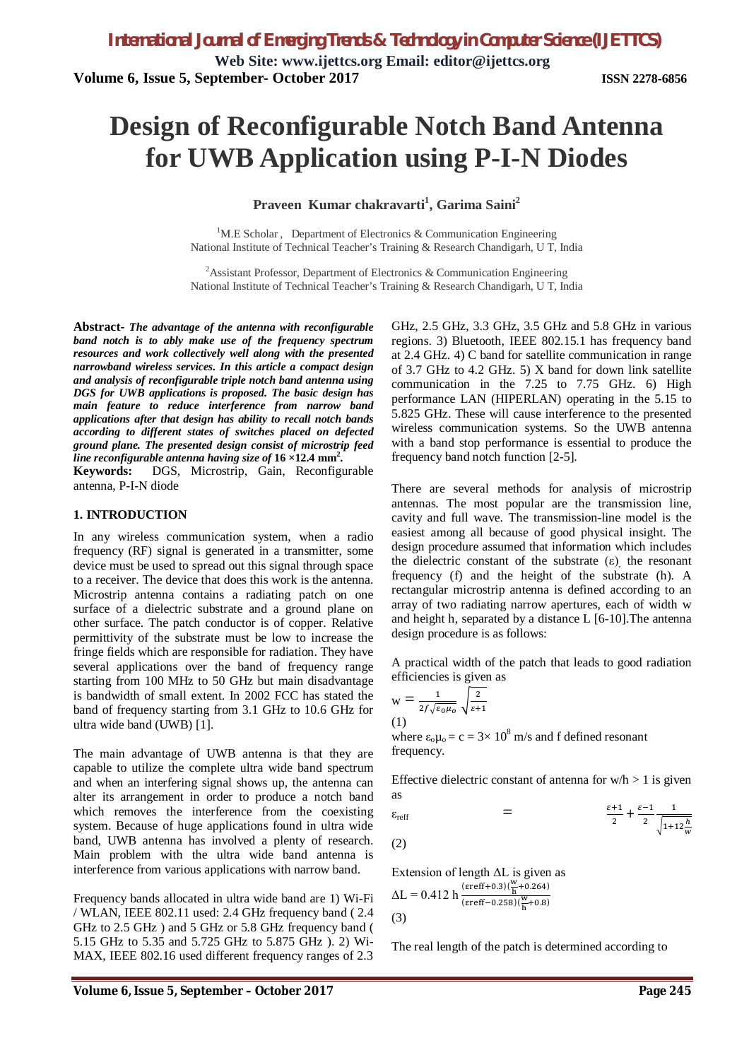# Design of Reconfigurable Notch Band Antenna for UWB Application using P-I-N Diodes

**Praveen Kumar chakravarti[1], Garima Saini[2]**

[1]M.E Scholar , Department of Electronics & Communication Engineering
National Institute of Technical Teacher's Training & Research Chandigarh, U T, India

[2]Assistant Professor, Department of Electronics & Communication Engineering
National Institute of Technical Teacher's Training & Research Chandigarh, U T, India

**Abstract-** ***The advantage of the antenna with reconfigurable band notch is to ably make use of the frequency spectrum resources and work collectively well along with the presented narrowband wireless services. In this article a compact design and analysis of reconfigurable triple notch band antenna using DGS for UWB applications is proposed. The basic design has main feature to reduce interference from narrow band applications after that design has ability to recall notch bands according to different states of switches placed on defected ground plane. The presented design consist of microstrip feed line reconfigurable antenna having size of 16 ×12.4 mm$^2$.***

**Keywords:** DGS, Microstrip, Gain, Reconfigurable antenna, P-I-N diode

## 1. INTRODUCTION

In any wireless communication system, when a radio frequency (RF) signal is generated in a transmitter, some device must be used to spread out this signal through space to a receiver. The device that does this work is the antenna. Microstrip antenna contains a radiating patch on one surface of a dielectric substrate and a ground plane on other surface. The patch conductor is of copper. Relative permittivity of the substrate must be low to increase the fringe fields which are responsible for radiation. They have several applications over the band of frequency range starting from 100 MHz to 50 GHz but main disadvantage is bandwidth of small extent. In 2002 FCC has stated the band of frequency starting from 3.1 GHz to 10.6 GHz for ultra wide band (UWB) [1].

The main advantage of UWB antenna is that they are capable to utilize the complete ultra wide band spectrum and when an interfering signal shows up, the antenna can alter its arrangement in order to produce a notch band which removes the interference from the coexisting system. Because of huge applications found in ultra wide band, UWB antenna has involved a plenty of research. Main problem with the ultra wide band antenna is interference from various applications with narrow band.

Frequency bands allocated in ultra wide band are 1) Wi-Fi / WLAN, IEEE 802.11 used: 2.4 GHz frequency band ( 2.4 GHz to 2.5 GHz ) and 5 GHz or 5.8 GHz frequency band ( 5.15 GHz to 5.35 and 5.725 GHz to 5.875 GHz ). 2) Wi-MAX, IEEE 802.16 used different frequency ranges of 2.3 GHz, 2.5 GHz, 3.3 GHz, 3.5 GHz and 5.8 GHz in various regions. 3) Bluetooth, IEEE 802.15.1 has frequency band at 2.4 GHz. 4) C band for satellite communication in range of 3.7 GHz to 4.2 GHz. 5) X band for down link satellite communication in the 7.25 to 7.75 GHz. 6) High performance LAN (HIPERLAN) operating in the 5.15 to 5.825 GHz. These will cause interference to the presented wireless communication systems. So the UWB antenna with a band stop performance is essential to produce the frequency band notch function [2-5].

There are several methods for analysis of microstrip antennas. The most popular are the transmission line, cavity and full wave. The transmission-line model is the easiest among all because of good physical insight. The design procedure assumed that information which includes the dielectric constant of the substrate ($\varepsilon$), the resonant frequency (f) and the height of the substrate (h). A rectangular microstrip antenna is defined according to an array of two radiating narrow apertures, each of width w and height h, separated by a distance L [6-10].The antenna design procedure is as follows:

A practical width of the patch that leads to good radiation efficiencies is given as

$$w = \frac{1}{2f\sqrt{\varepsilon_0 \mu_o}} \sqrt{\frac{2}{\varepsilon+1}} \quad (1)$$

where $\varepsilon_o\mu_o = c = 3\times 10^8$ m/s and f defined resonant frequency.

Effective dielectric constant of antenna for w/h > 1 is given as

$$\varepsilon_{reff} = \frac{\varepsilon+1}{2} + \frac{\varepsilon-1}{2}\frac{1}{\sqrt{1+12\frac{h}{w}}} \quad (2)$$

Extension of length $\Delta L$ is given as

$$\Delta L = 0.412\, h \frac{(\varepsilon reff+0.3)(\frac{W}{h}+0.264)}{(\varepsilon reff-0.258)(\frac{W}{h}+0.8)} \quad (3)$$

The real length of the patch is determined according to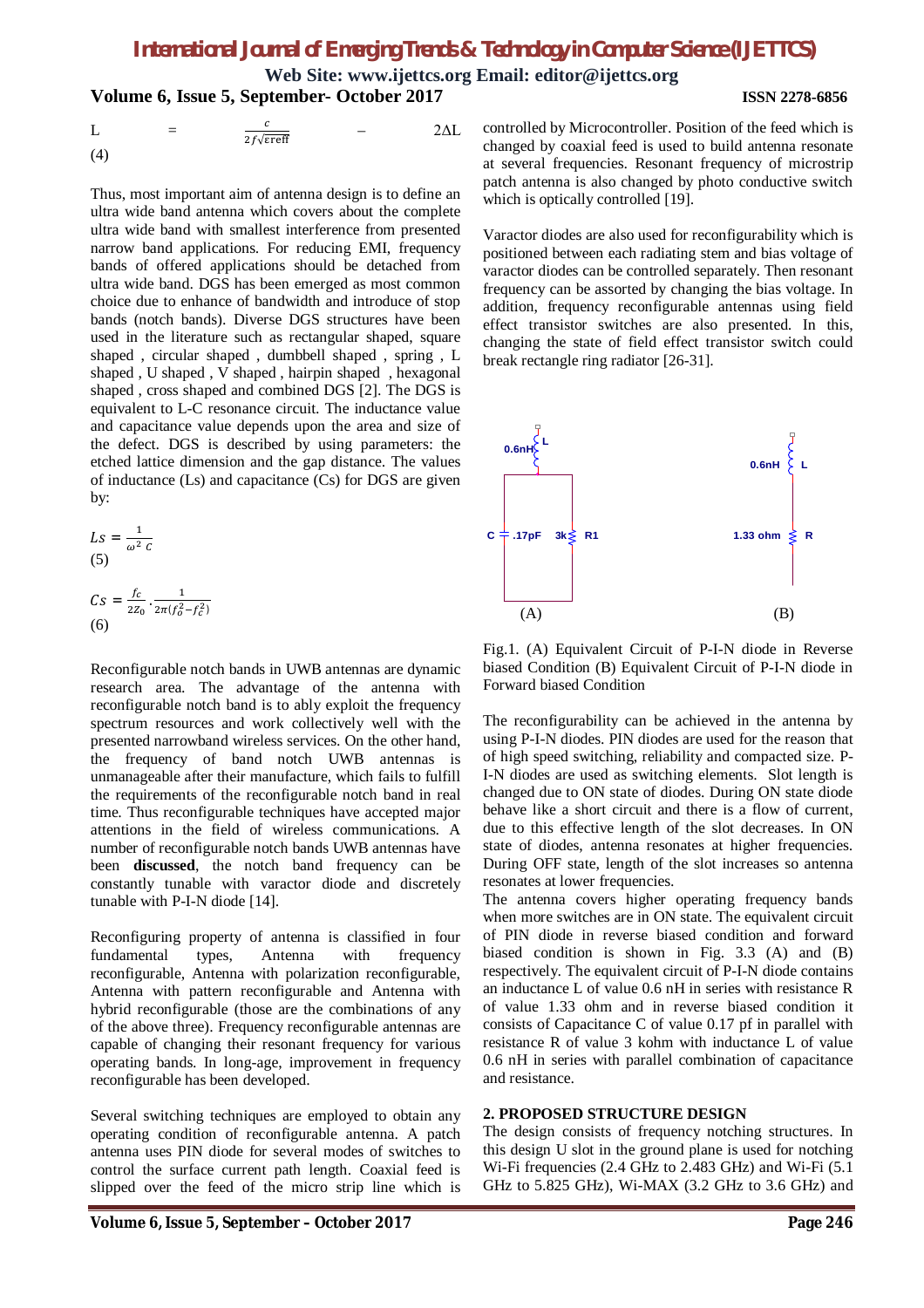$$L = \frac{c}{2f\sqrt{\varepsilon reff}} - 2\Delta L \quad (4)$$

Thus, most important aim of antenna design is to define an ultra wide band antenna which covers about the complete ultra wide band with smallest interference from presented narrow band applications. For reducing EMI, frequency bands of offered applications should be detached from ultra wide band. DGS has been emerged as most common choice due to enhance of bandwidth and introduce of stop bands (notch bands). Diverse DGS structures have been used in the literature such as rectangular shaped, square shaped , circular shaped , dumbbell shaped , spring , L shaped , U shaped , V shaped , hairpin shaped , hexagonal shaped , cross shaped and combined DGS [2]. The DGS is equivalent to L-C resonance circuit. The inductance value and capacitance value depends upon the area and size of the defect. DGS is described by using parameters: the etched lattice dimension and the gap distance. The values of inductance (Ls) and capacitance (Cs) for DGS are given by:

$$Ls = \frac{1}{\omega^2 C} \quad (5)$$

$$Cs = \frac{f_c}{2Z_0} \cdot \frac{1}{2\pi(f_o^2 - f_c^2)} \quad (6)$$

Reconfigurable notch bands in UWB antennas are dynamic research area. The advantage of the antenna with reconfigurable notch band is to ably exploit the frequency spectrum resources and work collectively well with the presented narrowband wireless services. On the other hand, the frequency of band notch UWB antennas is unmanageable after their manufacture, which fails to fulfill the requirements of the reconfigurable notch band in real time. Thus reconfigurable techniques have accepted major attentions in the field of wireless communications. A number of reconfigurable notch bands UWB antennas have been **discussed**, the notch band frequency can be constantly tunable with varactor diode and discretely tunable with P-I-N diode [14].

Reconfiguring property of antenna is classified in four fundamental types, Antenna with frequency reconfigurable, Antenna with polarization reconfigurable, Antenna with pattern reconfigurable and Antenna with hybrid reconfigurable (those are the combinations of any of the above three). Frequency reconfigurable antennas are capable of changing their resonant frequency for various operating bands. In long-age, improvement in frequency reconfigurable has been developed.

Several switching techniques are employed to obtain any operating condition of reconfigurable antenna. A patch antenna uses PIN diode for several modes of switches to control the surface current path length. Coaxial feed is slipped over the feed of the micro strip line which is controlled by Microcontroller. Position of the feed which is changed by coaxial feed is used to build antenna resonate at several frequencies. Resonant frequency of microstrip patch antenna is also changed by photo conductive switch which is optically controlled [19].

Varactor diodes are also used for reconfigurability which is positioned between each radiating stem and bias voltage of varactor diodes can be controlled separately. Then resonant frequency can be assorted by changing the bias voltage. In addition, frequency reconfigurable antennas using field effect transistor switches are also presented. In this, changing the state of field effect transistor switch could break rectangle ring radiator [26-31].

Fig.1. (A) Equivalent Circuit of P-I-N diode in Reverse biased Condition (B) Equivalent Circuit of P-I-N diode in Forward biased Condition

The reconfigurability can be achieved in the antenna by using P-I-N diodes. PIN diodes are used for the reason that of high speed switching, reliability and compacted size. P-I-N diodes are used as switching elements. Slot length is changed due to ON state of diodes. During ON state diode behave like a short circuit and there is a flow of current, due to this effective length of the slot decreases. In ON state of diodes, antenna resonates at higher frequencies. During OFF state, length of the slot increases so antenna resonates at lower frequencies.

The antenna covers higher operating frequency bands when more switches are in ON state. The equivalent circuit of PIN diode in reverse biased condition and forward biased condition is shown in Fig. 3.3 (A) and (B) respectively. The equivalent circuit of P-I-N diode contains an inductance L of value 0.6 nH in series with resistance R of value 1.33 ohm and in reverse biased condition it consists of Capacitance C of value 0.17 pf in parallel with resistance R of value 3 kohm with inductance L of value 0.6 nH in series with parallel combination of capacitance and resistance.

## 2. PROPOSED STRUCTURE DESIGN

The design consists of frequency notching structures. In this design U slot in the ground plane is used for notching Wi-Fi frequencies (2.4 GHz to 2.483 GHz) and Wi-Fi (5.1 GHz to 5.825 GHz), Wi-MAX (3.2 GHz to 3.6 GHz) and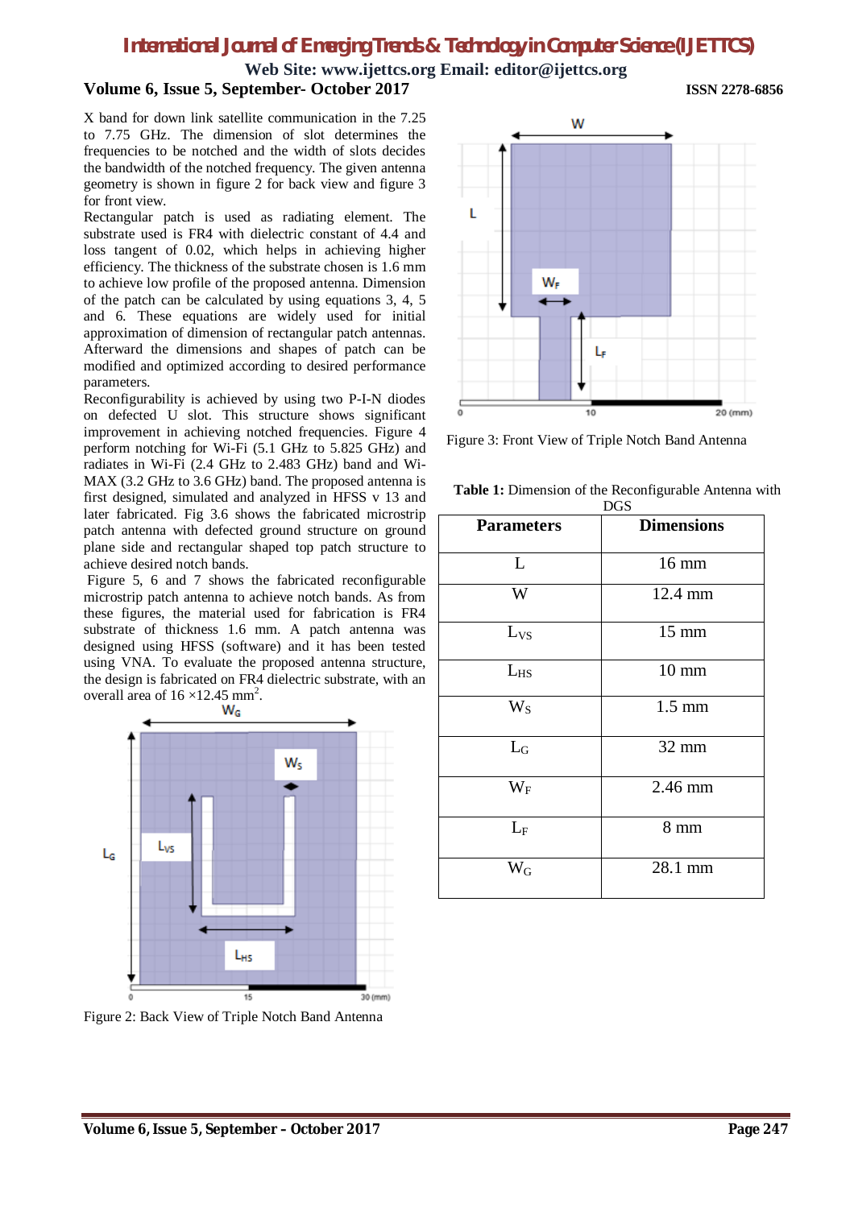X band for down link satellite communication in the 7.25 to 7.75 GHz. The dimension of slot determines the frequencies to be notched and the width of slots decides the bandwidth of the notched frequency. The given antenna geometry is shown in figure 2 for back view and figure 3 for front view.

Rectangular patch is used as radiating element. The substrate used is FR4 with dielectric constant of 4.4 and loss tangent of 0.02, which helps in achieving higher efficiency. The thickness of the substrate chosen is 1.6 mm to achieve low profile of the proposed antenna. Dimension of the patch can be calculated by using equations 3, 4, 5 and 6. These equations are widely used for initial approximation of dimension of rectangular patch antennas. Afterward the dimensions and shapes of patch can be modified and optimized according to desired performance parameters.

Reconfigurability is achieved by using two P-I-N diodes on defected U slot. This structure shows significant improvement in achieving notched frequencies. Figure 4 perform notching for Wi-Fi (5.1 GHz to 5.825 GHz) and radiates in Wi-Fi (2.4 GHz to 2.483 GHz) band and Wi-MAX (3.2 GHz to 3.6 GHz) band. The proposed antenna is first designed, simulated and analyzed in HFSS v 13 and later fabricated. Fig 3.6 shows the fabricated microstrip patch antenna with defected ground structure on ground plane side and rectangular shaped top patch structure to achieve desired notch bands.

Figure 5, 6 and 7 shows the fabricated reconfigurable microstrip patch antenna to achieve notch bands. As from these figures, the material used for fabrication is FR4 substrate of thickness 1.6 mm. A patch antenna was designed using HFSS (software) and it has been tested using VNA. To evaluate the proposed antenna structure, the design is fabricated on FR4 dielectric substrate, with an overall area of 16 ×12.45 mm$^2$.

Figure 2: Back View of Triple Notch Band Antenna

Figure 3: Front View of Triple Notch Band Antenna

**Table 1:** Dimension of the Reconfigurable Antenna with DGS

| Parameters | Dimensions |
|---|---|
| L | 16 mm |
| W | 12.4 mm |
| $L_{VS}$ | 15 mm |
| $L_{HS}$ | 10 mm |
| $W_S$ | 1.5 mm |
| $L_G$ | 32 mm |
| $W_F$ | 2.46 mm |
| $L_F$ | 8 mm |
| $W_G$ | 28.1 mm |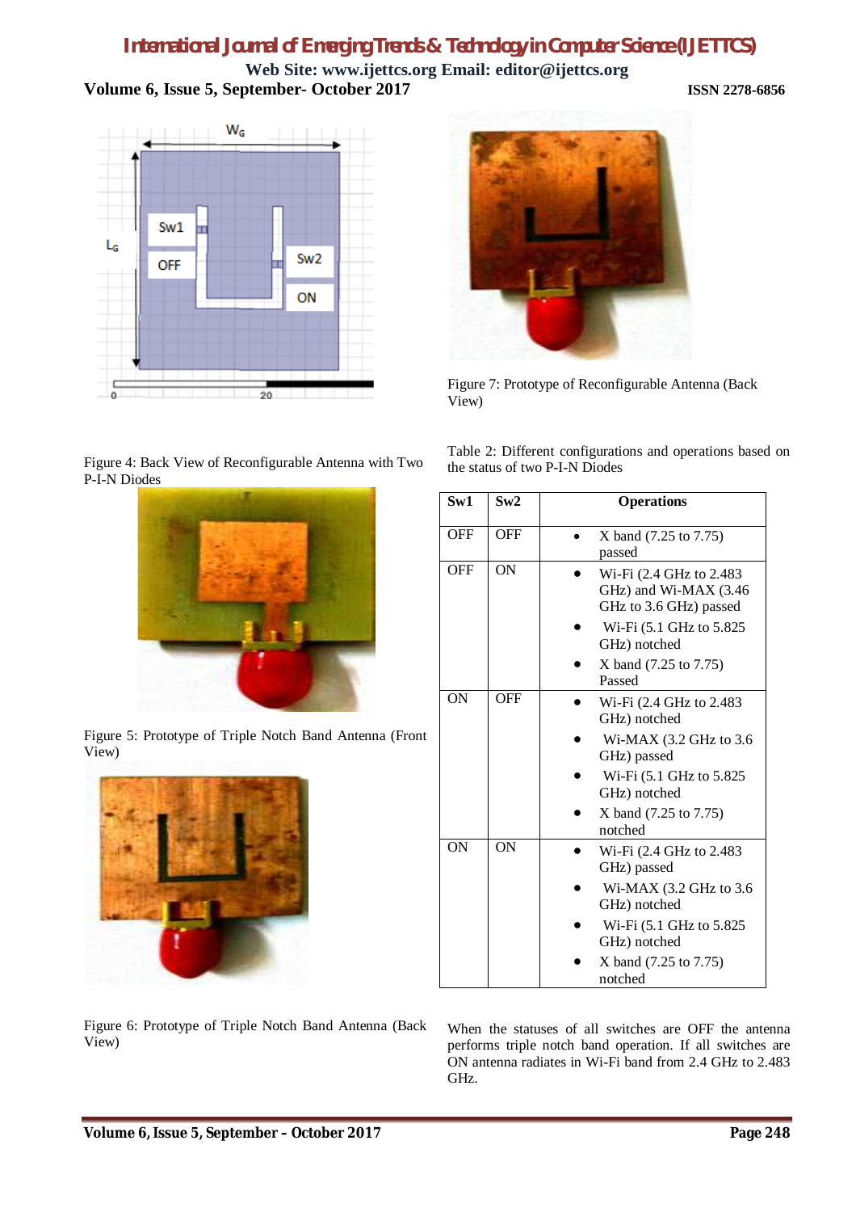Figure 4: Back View of Reconfigurable Antenna with Two P-I-N Diodes

Figure 5: Prototype of Triple Notch Band Antenna (Front View)

Figure 6: Prototype of Triple Notch Band Antenna (Back View)

Figure 7: Prototype of Reconfigurable Antenna (Back View)

Table 2: Different configurations and operations based on the status of two P-I-N Diodes

| Sw1 | Sw2 | Operations |
|---|---|---|
| OFF | OFF | • X band (7.25 to 7.75) passed |
| OFF | ON | • Wi-Fi (2.4 GHz to 2.483 GHz) and Wi-MAX (3.46 GHz to 3.6 GHz) passed<br>• Wi-Fi (5.1 GHz to 5.825 GHz) notched<br>• X band (7.25 to 7.75) Passed |
| ON | OFF | • Wi-Fi (2.4 GHz to 2.483 GHz) notched<br>• Wi-MAX (3.2 GHz to 3.6 GHz) passed<br>• Wi-Fi (5.1 GHz to 5.825 GHz) notched<br>• X band (7.25 to 7.75) notched |
| ON | ON | • Wi-Fi (2.4 GHz to 2.483 GHz) passed<br>• Wi-MAX (3.2 GHz to 3.6 GHz) notched<br>• Wi-Fi (5.1 GHz to 5.825 GHz) notched<br>• X band (7.25 to 7.75) notched |

When the statuses of all switches are OFF the antenna performs triple notch band operation. If all switches are ON antenna radiates in Wi-Fi band from 2.4 GHz to 2.483 GHz.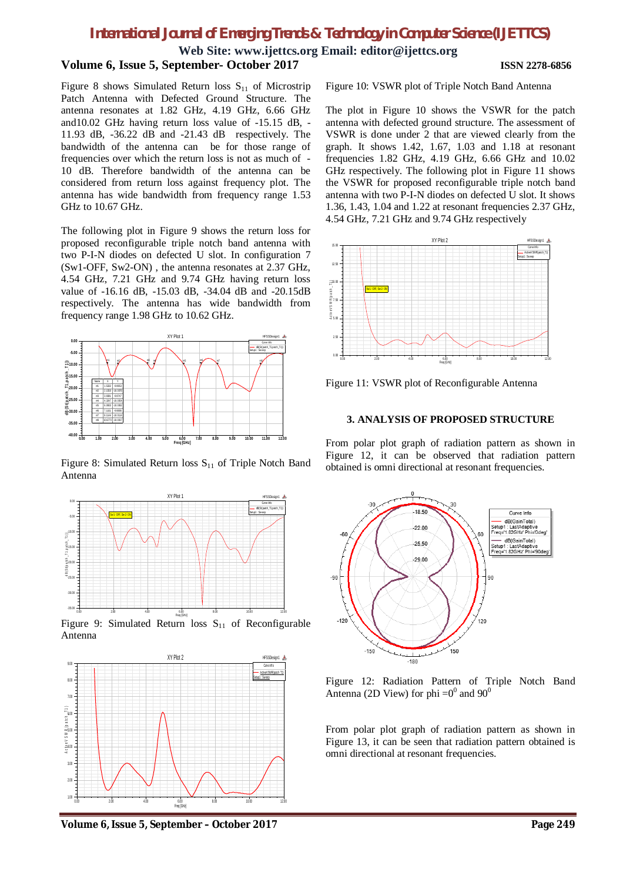Figure 8 shows Simulated Return loss $S_{11}$ of Microstrip Patch Antenna with Defected Ground Structure. The antenna resonates at 1.82 GHz, 4.19 GHz, 6.66 GHz and10.02 GHz having return loss value of -15.15 dB, -11.93 dB, -36.22 dB and -21.43 dB respectively. The bandwidth of the antenna can be for those range of frequencies over which the return loss is not as much of -10 dB. Therefore bandwidth of the antenna can be considered from return loss against frequency plot. The antenna has wide bandwidth from frequency range 1.53 GHz to 10.67 GHz.

The following plot in Figure 9 shows the return loss for proposed reconfigurable triple notch band antenna with two P-I-N diodes on defected U slot. In configuration 7 (Sw1-OFF, Sw2-ON) , the antenna resonates at 2.37 GHz, 4.54 GHz, 7.21 GHz and 9.74 GHz having return loss value of -16.16 dB, -15.03 dB, -34.04 dB and -20.15dB respectively. The antenna has wide bandwidth from frequency range 1.98 GHz to 10.62 GHz.

Figure 8: Simulated Return loss $S_{11}$ of Triple Notch Band Antenna

Figure 9: Simulated Return loss $S_{11}$ of Reconfigurable Antenna

Figure 10: VSWR plot of Triple Notch Band Antenna

The plot in Figure 10 shows the VSWR for the patch antenna with defected ground structure. The assessment of VSWR is done under 2 that are viewed clearly from the graph. It shows 1.42, 1.67, 1.03 and 1.18 at resonant frequencies 1.82 GHz, 4.19 GHz, 6.66 GHz and 10.02 GHz respectively. The following plot in Figure 11 shows the VSWR for proposed reconfigurable triple notch band antenna with two P-I-N diodes on defected U slot. It shows 1.36, 1.43, 1.04 and 1.22 at resonant frequencies 2.37 GHz, 4.54 GHz, 7.21 GHz and 9.74 GHz respectively

Figure 11: VSWR plot of Reconfigurable Antenna

### 3. ANALYSIS OF PROPOSED STRUCTURE

From polar plot graph of radiation pattern as shown in Figure 12, it can be observed that radiation pattern obtained is omni directional at resonant frequencies.

Figure 12: Radiation Pattern of Triple Notch Band Antenna (2D View) for phi $=0^0$ and $90^0$

From polar plot graph of radiation pattern as shown in Figure 13, it can be seen that radiation pattern obtained is omni directional at resonant frequencies.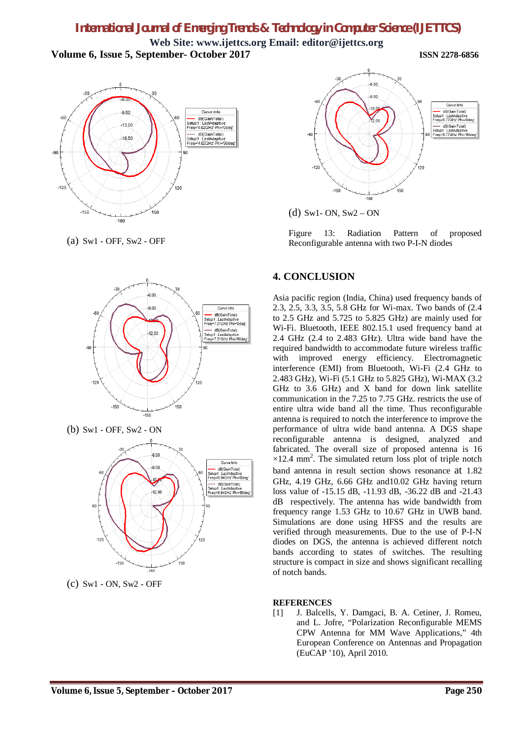(a) Sw1 - OFF, Sw2 - OFF

(b) Sw1 - OFF, Sw2 - ON

(c) Sw1 - ON, Sw2 - OFF

(d) Sw1- ON, Sw2 – ON

Figure 13: Radiation Pattern of proposed Reconfigurable antenna with two P-I-N diodes

## 4. CONCLUSION

Asia pacific region (India, China) used frequency bands of 2.3, 2.5, 3.3, 3.5, 5.8 GHz for Wi-max. Two bands of (2.4 to 2.5 GHz and 5.725 to 5.825 GHz) are mainly used for Wi-Fi. Bluetooth, IEEE 802.15.1 used frequency band at 2.4 GHz (2.4 to 2.483 GHz). Ultra wide band have the required bandwidth to accommodate future wireless traffic with improved energy efficiency. Electromagnetic interference (EMI) from Bluetooth, Wi-Fi (2.4 GHz to 2.483 GHz), Wi-Fi (5.1 GHz to 5.825 GHz), Wi-MAX (3.2 GHz to 3.6 GHz) and X band for down link satellite communication in the 7.25 to 7.75 GHz. restricts the use of entire ultra wide band all the time. Thus reconfigurable antenna is required to notch the interference to improve the performance of ultra wide band antenna. A DGS shape reconfigurable antenna is designed, analyzed and fabricated. The overall size of proposed antenna is 16 $\times$12.4 $mm^2$. The simulated return loss plot of triple notch band antenna in result section shows resonance at 1.82 GHz, 4.19 GHz, 6.66 GHz and10.02 GHz having return loss value of -15.15 dB, -11.93 dB, -36.22 dB and -21.43 dB respectively. The antenna has wide bandwidth from frequency range 1.53 GHz to 10.67 GHz in UWB band. Simulations are done using HFSS and the results are verified through measurements. Due to the use of P-I-N diodes on DGS, the antenna is achieved different notch bands according to states of switches. The resulting structure is compact in size and shows significant recalling of notch bands.

**REFERENCES**

[1] J. Balcells, Y. Damgaci, B. A. Cetiner, J. Romeu, and L. Jofre, "Polarization Reconfigurable MEMS CPW Antenna for MM Wave Applications," 4th European Conference on Antennas and Propagation (EuCAP '10), April 2010.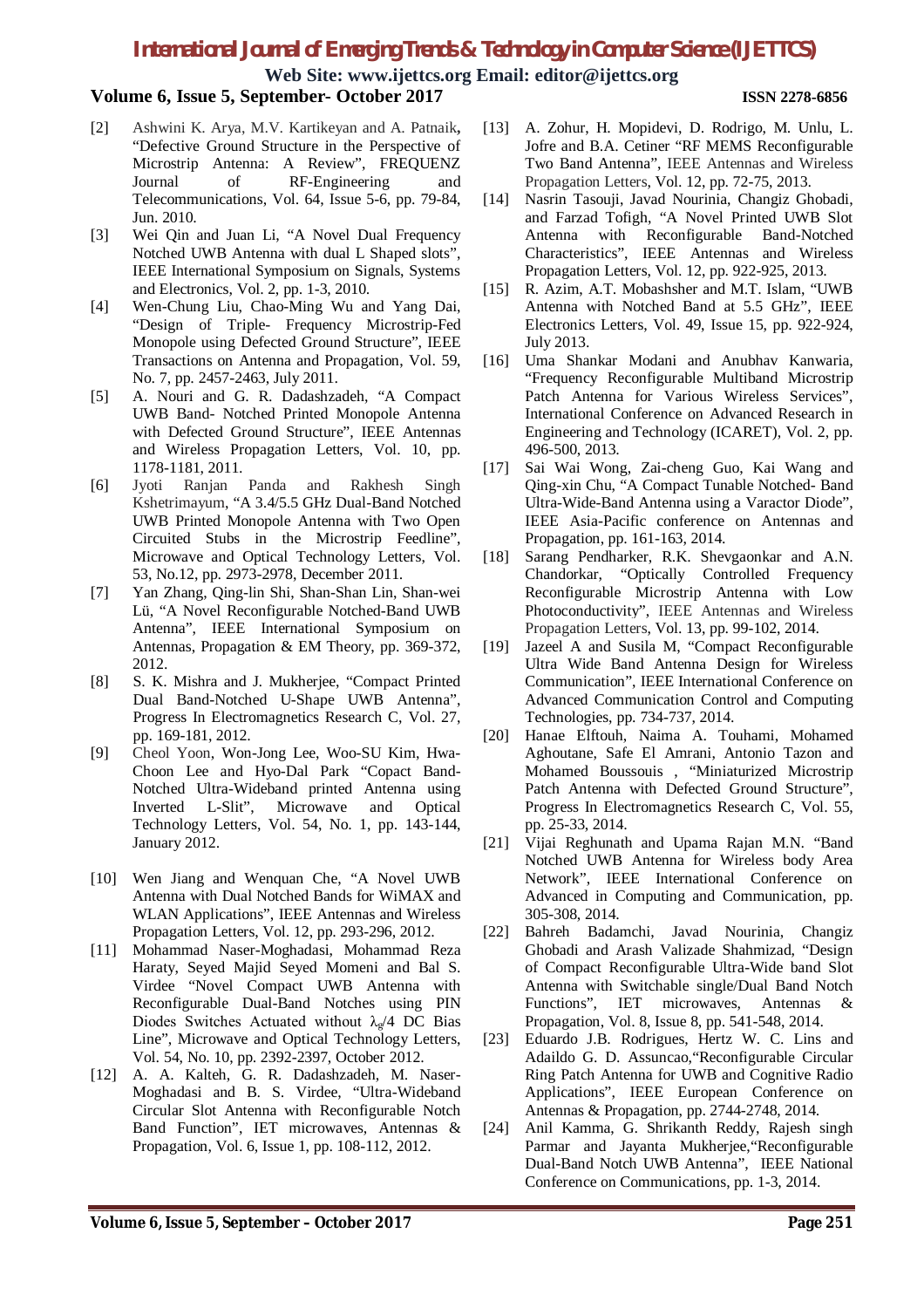[2] Ashwini K. Arya, M.V. Kartikeyan and A. Patnaik, "Defective Ground Structure in the Perspective of Microstrip Antenna: A Review", FREQUENZ Journal of RF-Engineering and Telecommunications, Vol. 64, Issue 5-6, pp. 79-84, Jun. 2010.

[3] Wei Qin and Juan Li, "A Novel Dual Frequency Notched UWB Antenna with dual L Shaped slots", IEEE International Symposium on Signals, Systems and Electronics, Vol. 2, pp. 1-3, 2010.

[4] Wen-Chung Liu, Chao-Ming Wu and Yang Dai, "Design of Triple- Frequency Microstrip-Fed Monopole using Defected Ground Structure", IEEE Transactions on Antenna and Propagation, Vol. 59, No. 7, pp. 2457-2463, July 2011.

[5] A. Nouri and G. R. Dadashzadeh, "A Compact UWB Band- Notched Printed Monopole Antenna with Defected Ground Structure", IEEE Antennas and Wireless Propagation Letters, Vol. 10, pp. 1178-1181, 2011.

[6] Jyoti Ranjan Panda and Rakhesh Singh Kshetrimayum, "A 3.4/5.5 GHz Dual-Band Notched UWB Printed Monopole Antenna with Two Open Circuited Stubs in the Microstrip Feedline", Microwave and Optical Technology Letters, Vol. 53, No.12, pp. 2973-2978, December 2011.

[7] Yan Zhang, Qing-lin Shi, Shan-Shan Lin, Shan-wei Lü, "A Novel Reconfigurable Notched-Band UWB Antenna", IEEE International Symposium on Antennas, Propagation & EM Theory, pp. 369-372, 2012.

[8] S. K. Mishra and J. Mukherjee, "Compact Printed Dual Band-Notched U-Shape UWB Antenna", Progress In Electromagnetics Research C, Vol. 27, pp. 169-181, 2012.

[9] Cheol Yoon, Won-Jong Lee, Woo-SU Kim, Hwa-Choon Lee and Hyo-Dal Park "Copact Band-Notched Ultra-Wideband printed Antenna using Inverted L-Slit", Microwave and Optical Technology Letters, Vol. 54, No. 1, pp. 143-144, January 2012.

[10] Wen Jiang and Wenquan Che, "A Novel UWB Antenna with Dual Notched Bands for WiMAX and WLAN Applications", IEEE Antennas and Wireless Propagation Letters, Vol. 12, pp. 293-296, 2012.

[11] Mohammad Naser-Moghadasi, Mohammad Reza Haraty, Seyed Majid Seyed Momeni and Bal S. Virdee "Novel Compact UWB Antenna with Reconfigurable Dual-Band Notches using PIN Diodes Switches Actuated without $\lambda_g/4$ DC Bias Line", Microwave and Optical Technology Letters, Vol. 54, No. 10, pp. 2392-2397, October 2012.

[12] A. A. Kalteh, G. R. Dadashzadeh, M. Naser-Moghadasi and B. S. Virdee, "Ultra-Wideband Circular Slot Antenna with Reconfigurable Notch Band Function", IET microwaves, Antennas & Propagation, Vol. 6, Issue 1, pp. 108-112, 2012.

[13] A. Zohur, H. Mopidevi, D. Rodrigo, M. Unlu, L. Jofre and B.A. Cetiner "RF MEMS Reconfigurable Two Band Antenna", IEEE Antennas and Wireless Propagation Letters, Vol. 12, pp. 72-75, 2013.

[14] Nasrin Tasouji, Javad Nourinia, Changiz Ghobadi, and Farzad Tofigh, "A Novel Printed UWB Slot Antenna with Reconfigurable Band-Notched Characteristics", IEEE Antennas and Wireless Propagation Letters, Vol. 12, pp. 922-925, 2013.

[15] R. Azim, A.T. Mobashsher and M.T. Islam, "UWB Antenna with Notched Band at 5.5 GHz", IEEE Electronics Letters, Vol. 49, Issue 15, pp. 922-924, July 2013.

[16] Uma Shankar Modani and Anubhav Kanwaria, "Frequency Reconfigurable Multiband Microstrip Patch Antenna for Various Wireless Services", International Conference on Advanced Research in Engineering and Technology (ICARET), Vol. 2, pp. 496-500, 2013.

[17] Sai Wai Wong, Zai-cheng Guo, Kai Wang and Qing-xin Chu, "A Compact Tunable Notched- Band Ultra-Wide-Band Antenna using a Varactor Diode", IEEE Asia-Pacific conference on Antennas and Propagation, pp. 161-163, 2014.

[18] Sarang Pendharker, R.K. Shevgaonkar and A.N. Chandorkar, "Optically Controlled Frequency Reconfigurable Microstrip Antenna with Low Photoconductivity", IEEE Antennas and Wireless Propagation Letters, Vol. 13, pp. 99-102, 2014.

[19] Jazeel A and Susila M, "Compact Reconfigurable Ultra Wide Band Antenna Design for Wireless Communication", IEEE International Conference on Advanced Communication Control and Computing Technologies, pp. 734-737, 2014.

[20] Hanae Elftouh, Naima A. Touhami, Mohamed Aghoutane, Safe El Amrani, Antonio Tazon and Mohamed Boussouis , "Miniaturized Microstrip Patch Antenna with Defected Ground Structure", Progress In Electromagnetics Research C, Vol. 55, pp. 25-33, 2014.

[21] Vijai Reghunath and Upama Rajan M.N. "Band Notched UWB Antenna for Wireless body Area Network", IEEE International Conference on Advanced in Computing and Communication, pp. 305-308, 2014.

[22] Bahreh Badamchi, Javad Nourinia, Changiz Ghobadi and Arash Valizade Shahmizad, "Design of Compact Reconfigurable Ultra-Wide band Slot Antenna with Switchable single/Dual Band Notch Functions", IET microwaves, Antennas & Propagation, Vol. 8, Issue 8, pp. 541-548, 2014.

[23] Eduardo J.B. Rodrigues, Hertz W. C. Lins and Adaildo G. D. Assuncao,"Reconfigurable Circular Ring Patch Antenna for UWB and Cognitive Radio Applications", IEEE European Conference on Antennas & Propagation, pp. 2744-2748, 2014.

[24] Anil Kamma, G. Shrikanth Reddy, Rajesh singh Parmar and Jayanta Mukherjee,"Reconfigurable Dual-Band Notch UWB Antenna", IEEE National Conference on Communications, pp. 1-3, 2014.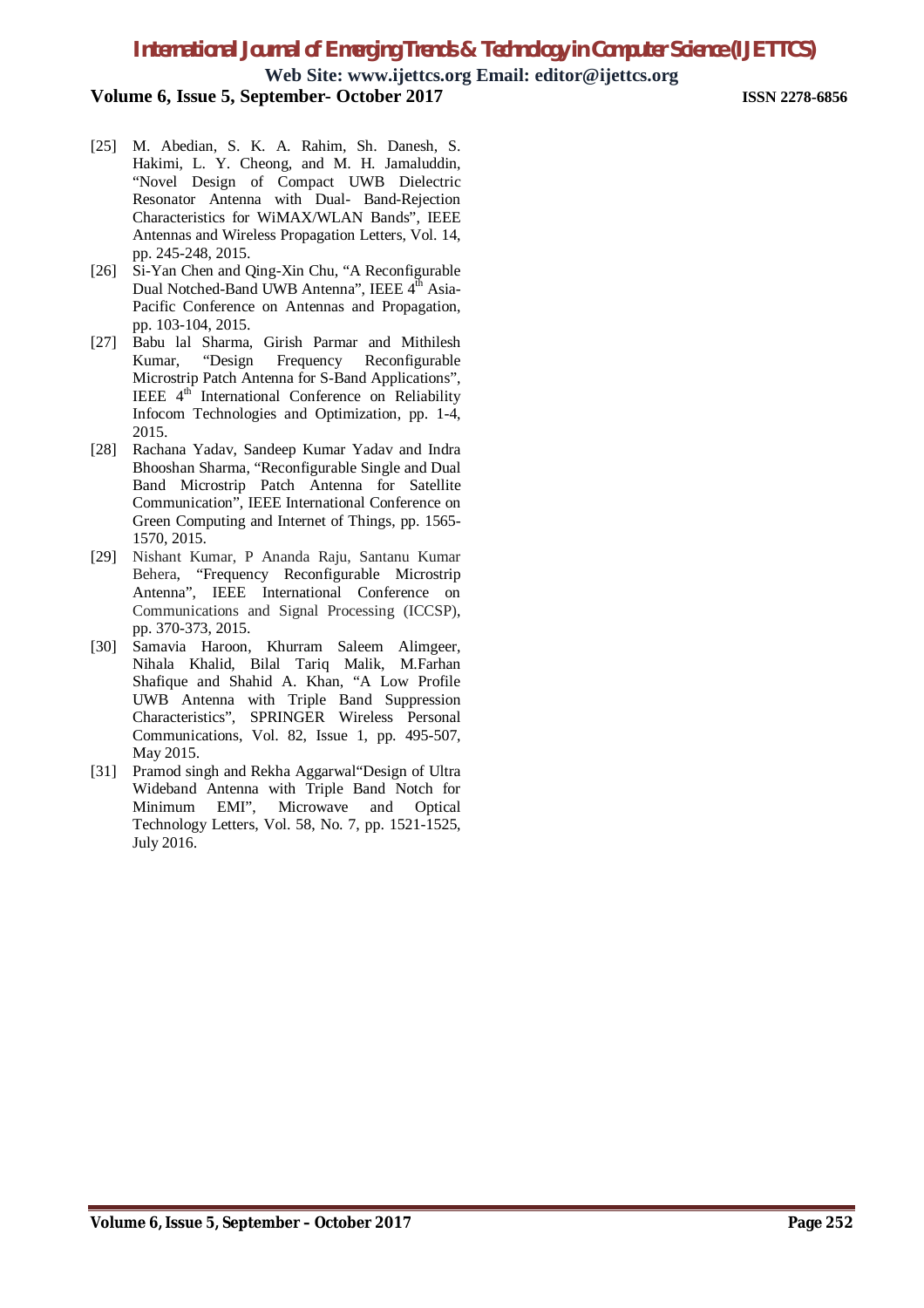[25] M. Abedian, S. K. A. Rahim, Sh. Danesh, S. Hakimi, L. Y. Cheong, and M. H. Jamaluddin, "Novel Design of Compact UWB Dielectric Resonator Antenna with Dual- Band-Rejection Characteristics for WiMAX/WLAN Bands", IEEE Antennas and Wireless Propagation Letters, Vol. 14, pp. 245-248, 2015.

[26] Si-Yan Chen and Qing-Xin Chu, "A Reconfigurable Dual Notched-Band UWB Antenna", IEEE 4th Asia-Pacific Conference on Antennas and Propagation, pp. 103-104, 2015.

[27] Babu lal Sharma, Girish Parmar and Mithilesh Kumar, "Design Frequency Reconfigurable Microstrip Patch Antenna for S-Band Applications", IEEE 4th International Conference on Reliability Infocom Technologies and Optimization, pp. 1-4, 2015.

[28] Rachana Yadav, Sandeep Kumar Yadav and Indra Bhooshan Sharma, "Reconfigurable Single and Dual Band Microstrip Patch Antenna for Satellite Communication", IEEE International Conference on Green Computing and Internet of Things, pp. 1565-1570, 2015.

[29] Nishant Kumar, P Ananda Raju, Santanu Kumar Behera, "Frequency Reconfigurable Microstrip Antenna", IEEE International Conference on Communications and Signal Processing (ICCSP), pp. 370-373, 2015.

[30] Samavia Haroon, Khurram Saleem Alimgeer, Nihala Khalid, Bilal Tariq Malik, M.Farhan Shafique and Shahid A. Khan, "A Low Profile UWB Antenna with Triple Band Suppression Characteristics", SPRINGER Wireless Personal Communications, Vol. 82, Issue 1, pp. 495-507, May 2015.

[31] Pramod singh and Rekha Aggarwal"Design of Ultra Wideband Antenna with Triple Band Notch for Minimum EMI", Microwave and Optical Technology Letters, Vol. 58, No. 7, pp. 1521-1525, July 2016.